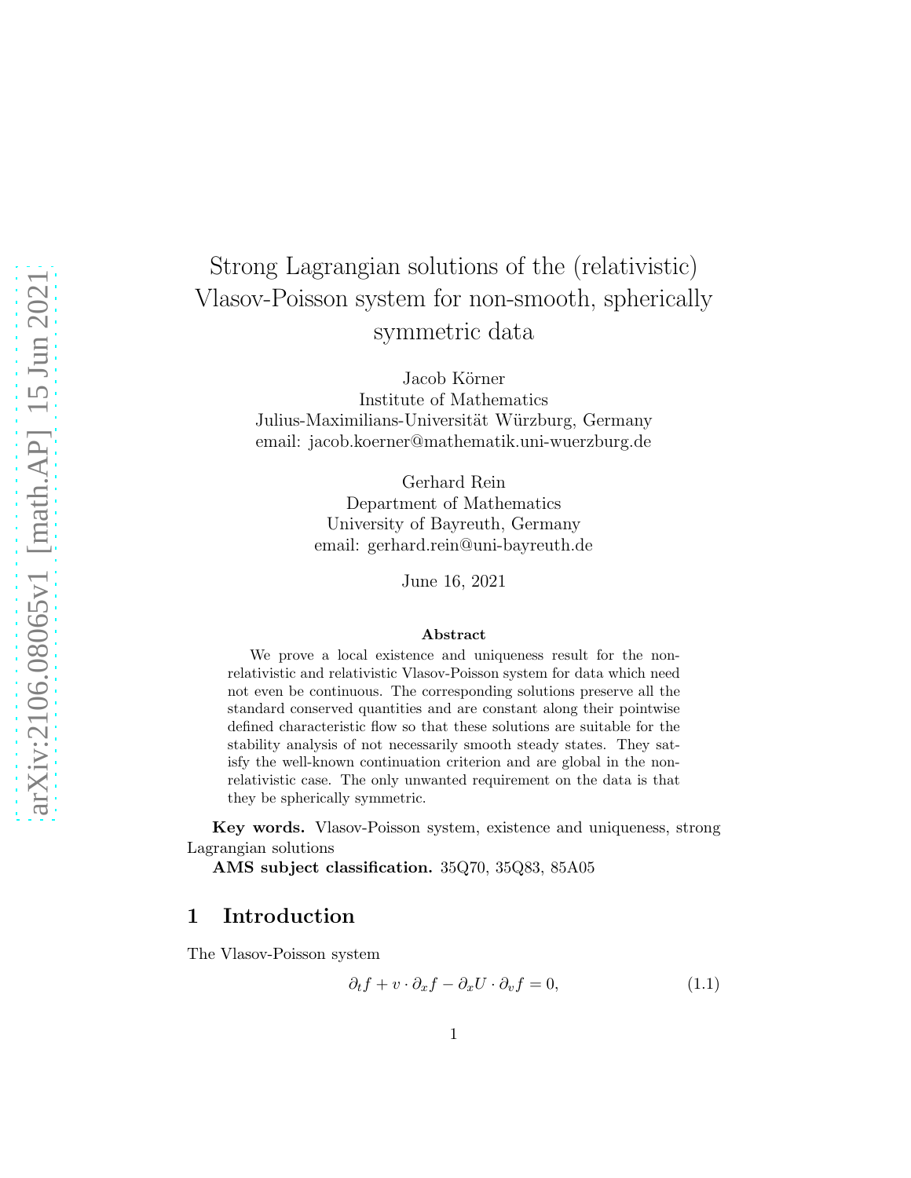# Strong Lagrangian solutions of the (relativistic) Vlasov-Poisson system for non-smooth, spherically symmetric data

Jacob Körner
Institute of Mathematics
Julius-Maximilians-Universität Würzburg, Germany
email: jacob.koerner@mathematik.uni-wuerzburg.de

Gerhard Rein
Department of Mathematics
University of Bayreuth, Germany
email: gerhard.rein@uni-bayreuth.de

June 16, 2021

**Abstract**

We prove a local existence and uniqueness result for the non-relativistic and relativistic Vlasov-Poisson system for data which need not even be continuous. The corresponding solutions preserve all the standard conserved quantities and are constant along their pointwise defined characteristic flow so that these solutions are suitable for the stability analysis of not necessarily smooth steady states. They satisfy the well-known continuation criterion and are global in the non-relativistic case. The only unwanted requirement on the data is that they be spherically symmetric.

**Key words.** Vlasov-Poisson system, existence and uniqueness, strong Lagrangian solutions

**AMS subject classification.** 35Q70, 35Q83, 85A05

## 1 Introduction

The Vlasov-Poisson system

$$\partial_t f + v \cdot \partial_x f - \partial_x U \cdot \partial_v f = 0, \tag{1.1}$$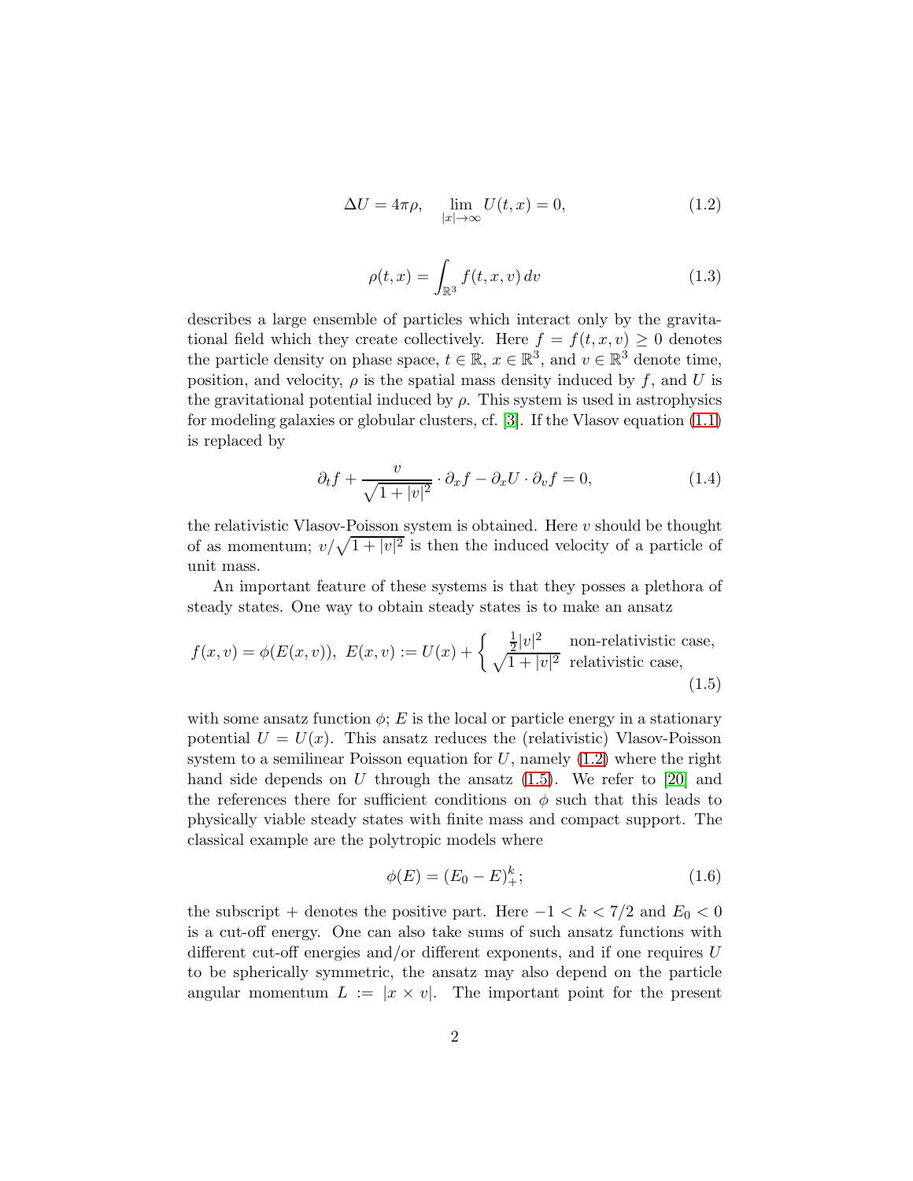$$\Delta U = 4\pi\rho, \quad \lim_{|x|\to\infty} U(t,x) = 0, \tag{1.2}$$

$$\rho(t,x) = \int_{\mathbb{R}^3} f(t,x,v)\, dv \tag{1.3}$$

describes a large ensemble of particles which interact only by the gravitational field which they create collectively. Here $f = f(t,x,v) \geq 0$ denotes the particle density on phase space, $t \in \mathbb{R}$, $x \in \mathbb{R}^3$, and $v \in \mathbb{R}^3$ denote time, position, and velocity, $\rho$ is the spatial mass density induced by $f$, and $U$ is the gravitational potential induced by $\rho$. This system is used in astrophysics for modeling galaxies or globular clusters, cf. [3]. If the Vlasov equation (1.1) is replaced by

$$\partial_t f + \frac{v}{\sqrt{1+|v|^2}} \cdot \partial_x f - \partial_x U \cdot \partial_v f = 0, \tag{1.4}$$

the relativistic Vlasov-Poisson system is obtained. Here $v$ should be thought of as momentum; $v/\sqrt{1+|v|^2}$ is then the induced velocity of a particle of unit mass.

An important feature of these systems is that they posses a plethora of steady states. One way to obtain steady states is to make an ansatz

$$f(x,v) = \phi(E(x,v)),\ E(x,v) := U(x) + \begin{cases} \frac{1}{2}|v|^2 & \text{non-relativistic case,} \\ \sqrt{1+|v|^2} & \text{relativistic case,} \end{cases} \tag{1.5}$$

with some ansatz function $\phi$; $E$ is the local or particle energy in a stationary potential $U = U(x)$. This ansatz reduces the (relativistic) Vlasov-Poisson system to a semilinear Poisson equation for $U$, namely (1.2) where the right hand side depends on $U$ through the ansatz (1.5). We refer to [20] and the references there for sufficient conditions on $\phi$ such that this leads to physically viable steady states with finite mass and compact support. The classical example are the polytropic models where

$$\phi(E) = (E_0 - E)_+^k; \tag{1.6}$$

the subscript $+$ denotes the positive part. Here $-1 < k < 7/2$ and $E_0 < 0$ is a cut-off energy. One can also take sums of such ansatz functions with different cut-off energies and/or different exponents, and if one requires $U$ to be spherically symmetric, the ansatz may also depend on the particle angular momentum $L := |x \times v|$. The important point for the present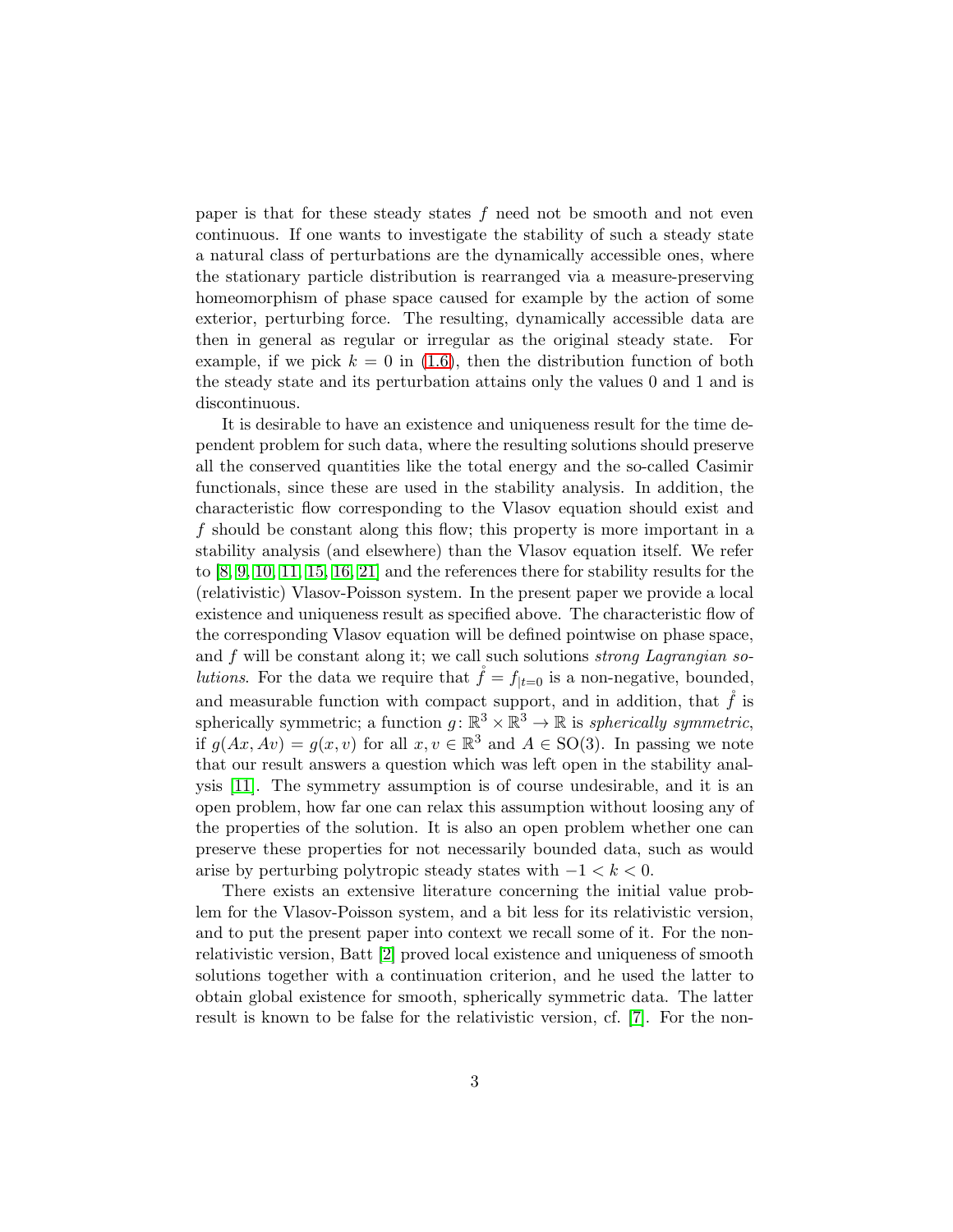paper is that for these steady states $f$ need not be smooth and not even continuous. If one wants to investigate the stability of such a steady state a natural class of perturbations are the dynamically accessible ones, where the stationary particle distribution is rearranged via a measure-preserving homeomorphism of phase space caused for example by the action of some exterior, perturbing force. The resulting, dynamically accessible data are then in general as regular or irregular as the original steady state. For example, if we pick $k = 0$ in (1.6), then the distribution function of both the steady state and its perturbation attains only the values 0 and 1 and is discontinuous.

It is desirable to have an existence and uniqueness result for the time dependent problem for such data, where the resulting solutions should preserve all the conserved quantities like the total energy and the so-called Casimir functionals, since these are used in the stability analysis. In addition, the characteristic flow corresponding to the Vlasov equation should exist and $f$ should be constant along this flow; this property is more important in a stability analysis (and elsewhere) than the Vlasov equation itself. We refer to [8, 9, 10, 11, 15, 16, 21] and the references there for stability results for the (relativistic) Vlasov-Poisson system. In the present paper we provide a local existence and uniqueness result as specified above. The characteristic flow of the corresponding Vlasov equation will be defined pointwise on phase space, and $f$ will be constant along it; we call such solutions *strong Lagrangian solutions*. For the data we require that $\mathring{f} = f_{|t=0}$ is a non-negative, bounded, and measurable function with compact support, and in addition, that $\mathring{f}$ is spherically symmetric; a function $g\colon \mathbb{R}^3 \times \mathbb{R}^3 \to \mathbb{R}$ is *spherically symmetric*, if $g(Ax, Av) = g(x, v)$ for all $x, v \in \mathbb{R}^3$ and $A \in \mathrm{SO}(3)$. In passing we note that our result answers a question which was left open in the stability analysis [11]. The symmetry assumption is of course undesirable, and it is an open problem, how far one can relax this assumption without loosing any of the properties of the solution. It is also an open problem whether one can preserve these properties for not necessarily bounded data, such as would arise by perturbing polytropic steady states with $-1 < k < 0$.

There exists an extensive literature concerning the initial value problem for the Vlasov-Poisson system, and a bit less for its relativistic version, and to put the present paper into context we recall some of it. For the non-relativistic version, Batt [2] proved local existence and uniqueness of smooth solutions together with a continuation criterion, and he used the latter to obtain global existence for smooth, spherically symmetric data. The latter result is known to be false for the relativistic version, cf. [7]. For the non-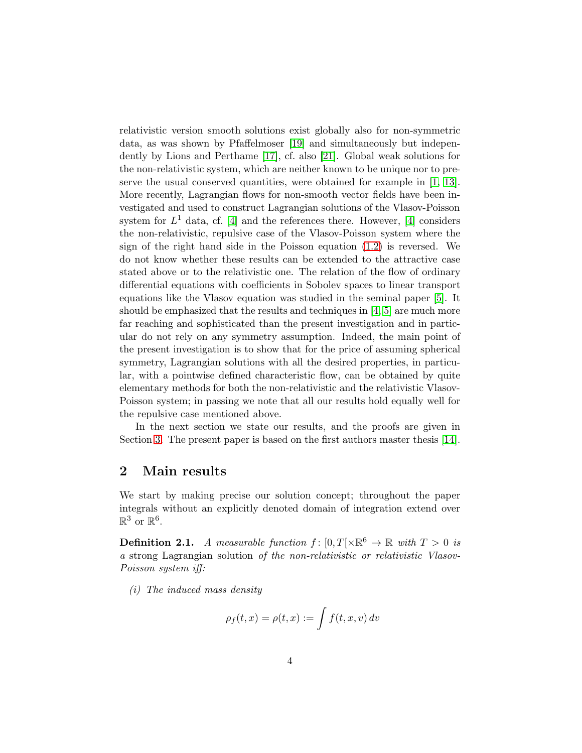relativistic version smooth solutions exist globally also for non-symmetric data, as was shown by Pfaffelmoser [19] and simultaneously but independently by Lions and Perthame [17], cf. also [21]. Global weak solutions for the non-relativistic system, which are neither known to be unique nor to preserve the usual conserved quantities, were obtained for example in [1, 13]. More recently, Lagrangian flows for non-smooth vector fields have been investigated and used to construct Lagrangian solutions of the Vlasov-Poisson system for $L^1$ data, cf. [4] and the references there. However, [4] considers the non-relativistic, repulsive case of the Vlasov-Poisson system where the sign of the right hand side in the Poisson equation (1.2) is reversed. We do not know whether these results can be extended to the attractive case stated above or to the relativistic one. The relation of the flow of ordinary differential equations with coefficients in Sobolev spaces to linear transport equations like the Vlasov equation was studied in the seminal paper [5]. It should be emphasized that the results and techniques in [4, 5] are much more far reaching and sophisticated than the present investigation and in particular do not rely on any symmetry assumption. Indeed, the main point of the present investigation is to show that for the price of assuming spherical symmetry, Lagrangian solutions with all the desired properties, in particular, with a pointwise defined characteristic flow, can be obtained by quite elementary methods for both the non-relativistic and the relativistic Vlasov-Poisson system; in passing we note that all our results hold equally well for the repulsive case mentioned above.

In the next section we state our results, and the proofs are given in Section 3. The present paper is based on the first authors master thesis [14].

## 2 Main results

We start by making precise our solution concept; throughout the paper integrals without an explicitly denoted domain of integration extend over $\mathbb{R}^3$ or $\mathbb{R}^6$.

**Definition 2.1.** *A measurable function $f\colon [0,T[\times\mathbb{R}^6 \to \mathbb{R}$ with $T > 0$ is a* strong Lagrangian solution *of the non-relativistic or relativistic Vlasov-Poisson system iff:*

*(i) The induced mass density*

$$\rho_f(t,x) = \rho(t,x) := \int f(t,x,v)\,dv$$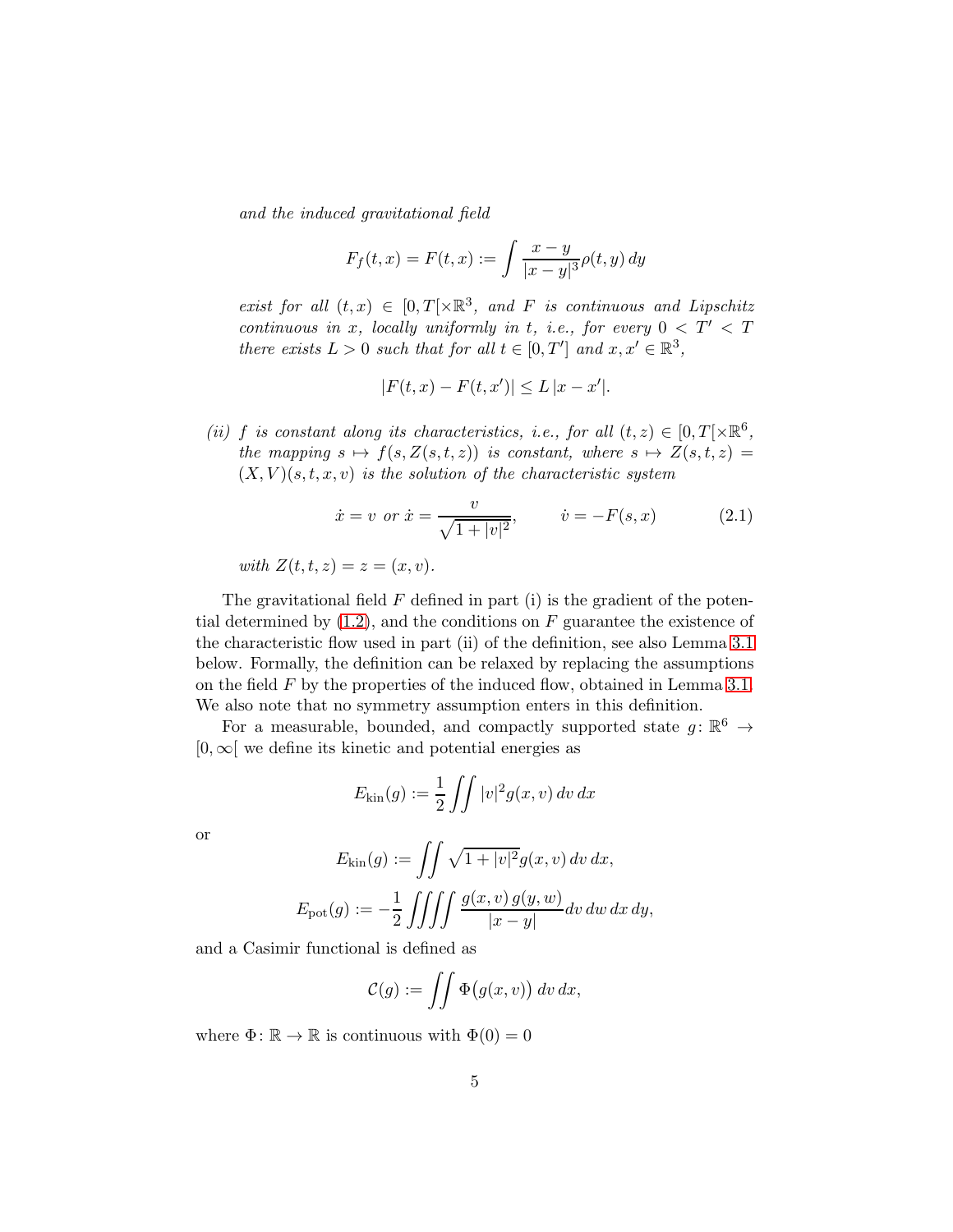*and the induced gravitational field*

$$F_f(t,x) = F(t,x) := \int \frac{x-y}{|x-y|^3}\rho(t,y)\,dy$$

*exist for all* $(t,x) \in [0,T[\times\mathbb{R}^3$*, and* $F$ *is continuous and Lipschitz continuous in* $x$*, locally uniformly in* $t$*, i.e., for every* $0 < T' < T$ *there exists* $L > 0$ *such that for all* $t \in [0,T']$ *and* $x, x' \in \mathbb{R}^3$*,*

$$|F(t,x) - F(t,x')| \leq L\,|x - x'|.$$

*(ii)* $f$ *is constant along its characteristics, i.e., for all* $(t,z) \in [0,T[\times\mathbb{R}^6$*, the mapping* $s \mapsto f(s, Z(s,t,z))$ *is constant, where* $s \mapsto Z(s,t,z) = (X,V)(s,t,x,v)$ *is the solution of the characteristic system*

$$\dot{x} = v \text{ or } \dot{x} = \frac{v}{\sqrt{1+|v|^2}}, \qquad \dot{v} = -F(s,x) \tag{2.1}$$

*with* $Z(t,t,z) = z = (x,v)$*.*

The gravitational field $F$ defined in part (i) is the gradient of the potential determined by (1.2), and the conditions on $F$ guarantee the existence of the characteristic flow used in part (ii) of the definition, see also Lemma 3.1 below. Formally, the definition can be relaxed by replacing the assumptions on the field $F$ by the properties of the induced flow, obtained in Lemma 3.1. We also note that no symmetry assumption enters in this definition.

For a measurable, bounded, and compactly supported state $g\colon \mathbb{R}^6 \to [0,\infty[$ we define its kinetic and potential energies as

$$E_{\mathrm{kin}}(g) := \frac{1}{2}\iint |v|^2 g(x,v)\,dv\,dx$$

or

$$E_{\mathrm{kin}}(g) := \iint \sqrt{1+|v|^2}\,g(x,v)\,dv\,dx,$$

$$E_{\mathrm{pot}}(g) := -\frac{1}{2}\iiiint \frac{g(x,v)\,g(y,w)}{|x-y|}dv\,dw\,dx\,dy,$$

and a Casimir functional is defined as

$$\mathcal{C}(g) := \iint \Phi\big(g(x,v)\big)\,dv\,dx,$$

where $\Phi\colon \mathbb{R} \to \mathbb{R}$ is continuous with $\Phi(0) = 0$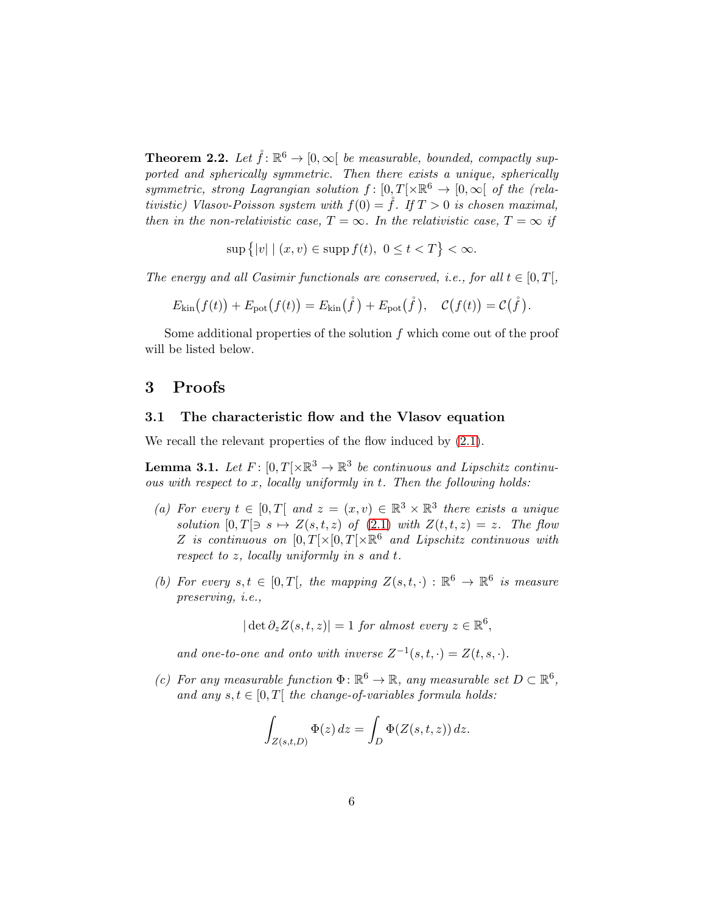**Theorem 2.2.** *Let $\mathring{f}\colon \mathbb{R}^6 \to [0,\infty[$ be measurable, bounded, compactly supported and spherically symmetric. Then there exists a unique, spherically symmetric, strong Lagrangian solution $f\colon [0,T[\times\mathbb{R}^6 \to [0,\infty[$ of the (relativistic) Vlasov-Poisson system with $f(0) = \mathring{f}$. If $T > 0$ is chosen maximal, then in the non-relativistic case, $T = \infty$. In the relativistic case, $T = \infty$ if*

$$\sup\big\{|v| \mid (x,v) \in \operatorname{supp} f(t),\ 0 \leq t < T\big\} < \infty.$$

*The energy and all Casimir functionals are conserved, i.e., for all $t \in [0,T[$,*

$$E_{\mathrm{kin}}\big(f(t)\big) + E_{\mathrm{pot}}\big(f(t)\big) = E_{\mathrm{kin}}\big(\mathring{f}\,\big) + E_{\mathrm{pot}}\big(\mathring{f}\,\big), \quad \mathcal{C}\big(f(t)\big) = \mathcal{C}\big(\mathring{f}\,\big).$$

Some additional properties of the solution $f$ which come out of the proof will be listed below.

# 3 Proofs

## 3.1 The characteristic flow and the Vlasov equation

We recall the relevant properties of the flow induced by (2.1).

**Lemma 3.1.** *Let $F\colon [0,T[\times\mathbb{R}^3 \to \mathbb{R}^3$ be continuous and Lipschitz continuous with respect to $x$, locally uniformly in $t$. Then the following holds:*

*(a) For every $t \in [0,T[$ and $z = (x,v) \in \mathbb{R}^3 \times \mathbb{R}^3$ there exists a unique solution $[0,T[\ni s \mapsto Z(s,t,z)$ of (2.1) with $Z(t,t,z) = z$. The flow $Z$ is continuous on $[0,T[\times[0,T[\times\mathbb{R}^6$ and Lipschitz continuous with respect to $z$, locally uniformly in $s$ and $t$.*

*(b) For every $s,t \in [0,T[$, the mapping $Z(s,t,\cdot) : \mathbb{R}^6 \to \mathbb{R}^6$ is measure preserving, i.e.,*

$$|\det \partial_z Z(s,t,z)| = 1 \text{ for almost every } z \in \mathbb{R}^6,$$

*and one-to-one and onto with inverse $Z^{-1}(s,t,\cdot) = Z(t,s,\cdot)$.*

*(c) For any measurable function $\Phi\colon \mathbb{R}^6 \to \mathbb{R}$, any measurable set $D \subset \mathbb{R}^6$, and any $s,t \in [0,T[$ the change-of-variables formula holds:*

$$\int_{Z(s,t,D)} \Phi(z)\,dz = \int_D \Phi(Z(s,t,z))\,dz.$$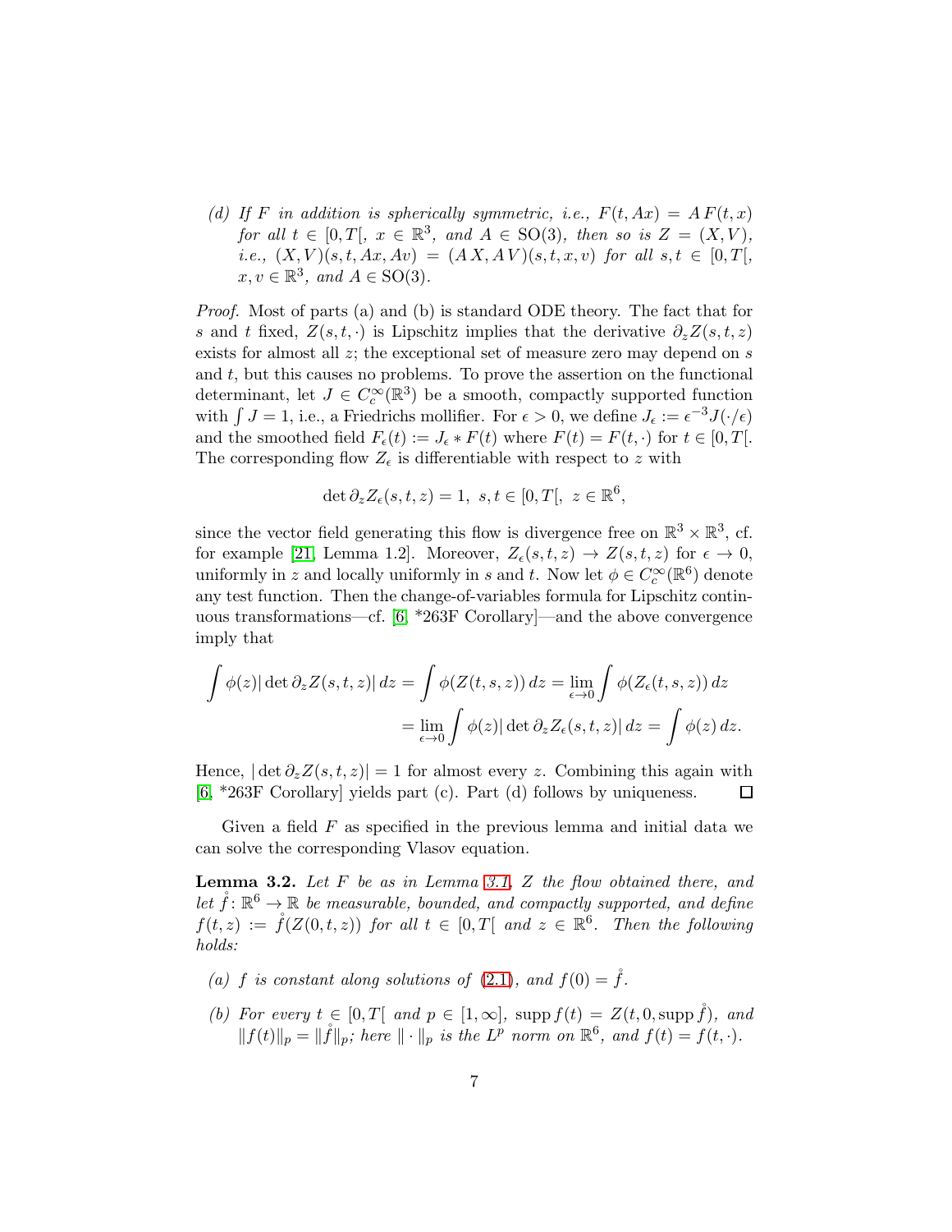(d) *If $F$ in addition is spherically symmetric, i.e., $F(t, Ax) = A\,F(t, x)$ for all $t \in [0, T[$, $x \in \mathbb{R}^3$, and $A \in \mathrm{SO}(3)$, then so is $Z = (X, V)$, i.e., $(X, V)(s, t, Ax, Av) = (A\,X, A\,V)(s, t, x, v)$ for all $s, t \in [0, T[$, $x, v \in \mathbb{R}^3$, and $A \in \mathrm{SO}(3)$.*

*Proof.* Most of parts (a) and (b) is standard ODE theory. The fact that for $s$ and $t$ fixed, $Z(s, t, \cdot)$ is Lipschitz implies that the derivative $\partial_z Z(s, t, z)$ exists for almost all $z$; the exceptional set of measure zero may depend on $s$ and $t$, but this causes no problems. To prove the assertion on the functional determinant, let $J \in C_c^\infty(\mathbb{R}^3)$ be a smooth, compactly supported function with $\int J = 1$, i.e., a Friedrichs mollifier. For $\epsilon > 0$, we define $J_\epsilon := \epsilon^{-3} J(\cdot/\epsilon)$ and the smoothed field $F_\epsilon(t) := J_\epsilon * F(t)$ where $F(t) = F(t, \cdot)$ for $t \in [0, T[$. The corresponding flow $Z_\epsilon$ is differentiable with respect to $z$ with

$$\det \partial_z Z_\epsilon(s, t, z) = 1,\ \ s, t \in [0, T[,\ \ z \in \mathbb{R}^6,$$

since the vector field generating this flow is divergence free on $\mathbb{R}^3 \times \mathbb{R}^3$, cf. for example [21, Lemma 1.2]. Moreover, $Z_\epsilon(s, t, z) \to Z(s, t, z)$ for $\epsilon \to 0$, uniformly in $z$ and locally uniformly in $s$ and $t$. Now let $\phi \in C_c^\infty(\mathbb{R}^6)$ denote any test function. Then the change-of-variables formula for Lipschitz continuous transformations—cf. [6, *263F Corollary]—and the above convergence imply that

$$\int \phi(z) |\det \partial_z Z(s, t, z)|\, dz = \int \phi(Z(t, s, z))\, dz = \lim_{\epsilon \to 0} \int \phi(Z_\epsilon(t, s, z))\, dz$$
$$= \lim_{\epsilon \to 0} \int \phi(z) |\det \partial_z Z_\epsilon(s, t, z)|\, dz = \int \phi(z)\, dz.$$

Hence, $|\det \partial_z Z(s, t, z)| = 1$ for almost every $z$. Combining this again with [6, *263F Corollary] yields part (c). Part (d) follows by uniqueness. $\square$

Given a field $F$ as specified in the previous lemma and initial data we can solve the corresponding Vlasov equation.

**Lemma 3.2.** *Let $F$ be as in Lemma 3.1, $Z$ the flow obtained there, and let $\mathring{f} \colon \mathbb{R}^6 \to \mathbb{R}$ be measurable, bounded, and compactly supported, and define $f(t, z) := \mathring{f}(Z(0, t, z))$ for all $t \in [0, T[$ and $z \in \mathbb{R}^6$. Then the following holds:*

(a) *$f$ is constant along solutions of (2.1), and $f(0) = \mathring{f}$.*

(b) *For every $t \in [0, T[$ and $p \in [1, \infty]$, $\operatorname{supp} f(t) = Z(t, 0, \operatorname{supp} \mathring{f})$, and $\|f(t)\|_p = \|\mathring{f}\|_p$; here $\|\cdot\|_p$ is the $L^p$ norm on $\mathbb{R}^6$, and $f(t) = f(t, \cdot)$.*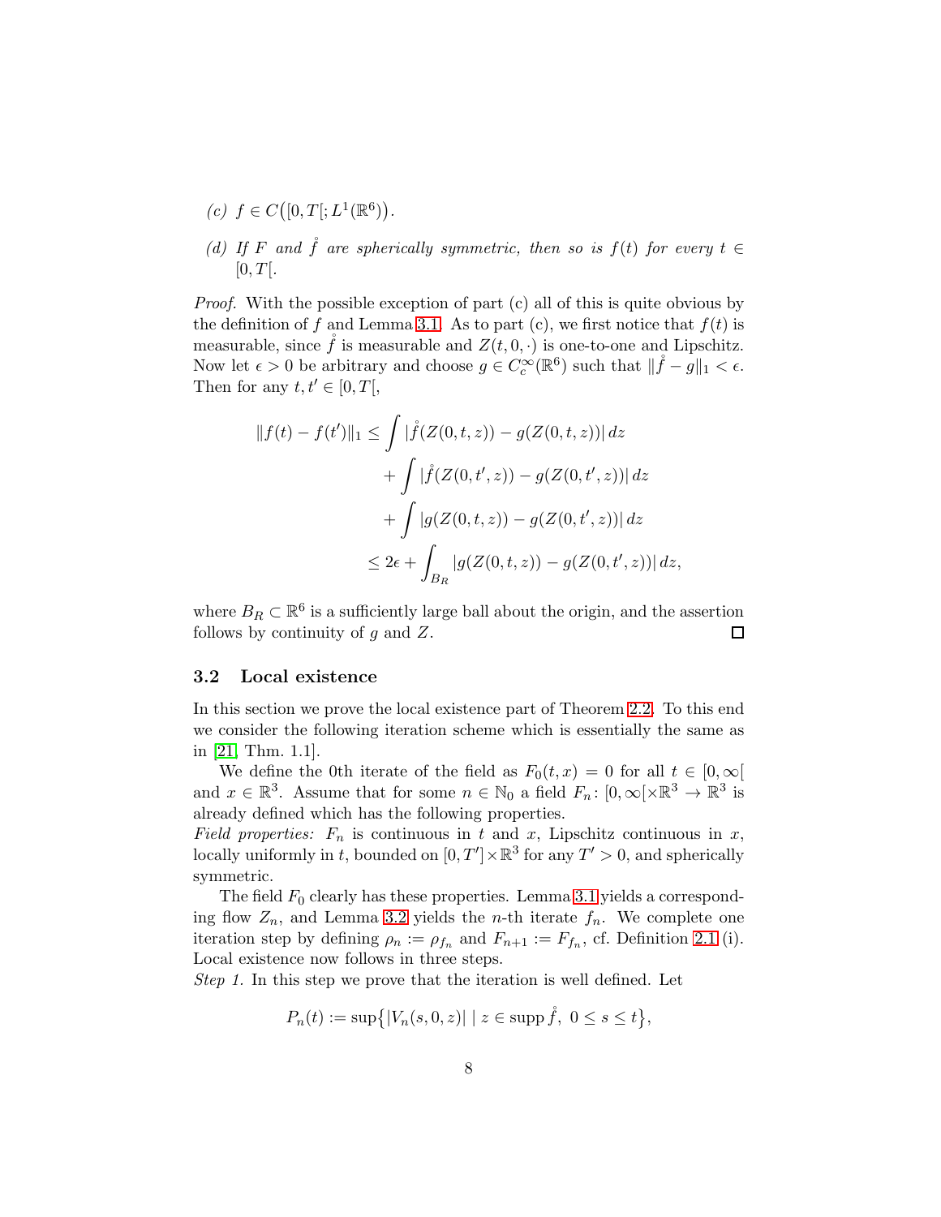*(c)* $f \in C([0,T[;L^1(\mathbb{R}^6))$.

*(d)* *If* $F$ *and* $\mathring{f}$ *are spherically symmetric, then so is* $f(t)$ *for every* $t \in [0,T[$.

*Proof.* With the possible exception of part (c) all of this is quite obvious by the definition of $f$ and Lemma 3.1. As to part (c), we first notice that $f(t)$ is measurable, since $\mathring{f}$ is measurable and $Z(t,0,\cdot)$ is one-to-one and Lipschitz. Now let $\epsilon > 0$ be arbitrary and choose $g \in C_c^\infty(\mathbb{R}^6)$ such that $\|\mathring{f} - g\|_1 < \epsilon$. Then for any $t, t' \in [0,T[$,

$$
\begin{aligned}
\|f(t) - f(t')\|_1 \leq & \int |\mathring{f}(Z(0,t,z)) - g(Z(0,t,z))|\, dz \\
& + \int |\mathring{f}(Z(0,t',z)) - g(Z(0,t',z))|\, dz \\
& + \int |g(Z(0,t,z)) - g(Z(0,t',z))|\, dz \\
\leq & \; 2\epsilon + \int_{B_R} |g(Z(0,t,z)) - g(Z(0,t',z))|\, dz,
\end{aligned}
$$

where $B_R \subset \mathbb{R}^6$ is a sufficiently large ball about the origin, and the assertion follows by continuity of $g$ and $Z$. $\square$

### 3.2 Local existence

In this section we prove the local existence part of Theorem 2.2. To this end we consider the following iteration scheme which is essentially the same as in [21, Thm. 1.1].

We define the 0th iterate of the field as $F_0(t,x) = 0$ for all $t \in [0,\infty[$ and $x \in \mathbb{R}^3$. Assume that for some $n \in \mathbb{N}_0$ a field $F_n\colon [0,\infty[\times\mathbb{R}^3 \to \mathbb{R}^3$ is already defined which has the following properties.

*Field properties:* $F_n$ is continuous in $t$ and $x$, Lipschitz continuous in $x$, locally uniformly in $t$, bounded on $[0,T'] \times \mathbb{R}^3$ for any $T' > 0$, and spherically symmetric.

The field $F_0$ clearly has these properties. Lemma 3.1 yields a corresponding flow $Z_n$, and Lemma 3.2 yields the $n$-th iterate $f_n$. We complete one iteration step by defining $\rho_n := \rho_{f_n}$ and $F_{n+1} := F_{f_n}$, cf. Definition 2.1 (i). Local existence now follows in three steps.

*Step 1.* In this step we prove that the iteration is well defined. Let

$$
P_n(t) := \sup\{|V_n(s,0,z)| \mid z \in \operatorname{supp} \mathring{f},\ 0 \leq s \leq t\},
$$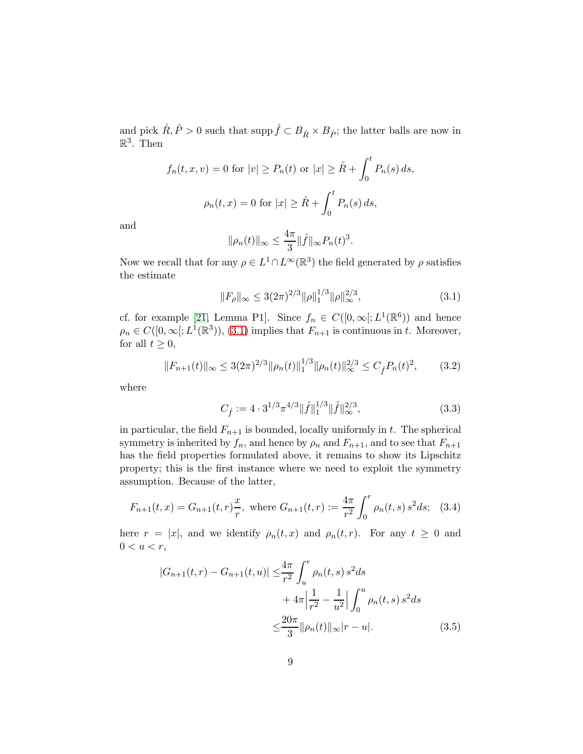and pick $\mathring{R}, \mathring{P} > 0$ such that $\operatorname{supp} \mathring{f} \subset B_{\mathring{R}} \times B_{\mathring{P}}$; the latter balls are now in $\mathbb{R}^3$. Then

$$f_n(t,x,v) = 0 \text{ for } |v| \geq P_n(t) \text{ or } |x| \geq \mathring{R} + \int_0^t P_n(s)\,ds,$$

$$\rho_n(t,x) = 0 \text{ for } |x| \geq \mathring{R} + \int_0^t P_n(s)\,ds,$$

and

$$\|\rho_n(t)\|_\infty \leq \frac{4\pi}{3}\|\mathring{f}\|_\infty P_n(t)^3.$$

Now we recall that for any $\rho \in L^1 \cap L^\infty(\mathbb{R}^3)$ the field generated by $\rho$ satisfies the estimate

$$\|F_\rho\|_\infty \leq 3(2\pi)^{2/3}\|\rho\|_1^{1/3}\|\rho\|_\infty^{2/3}, \tag{3.1}$$

cf. for example [21, Lemma P1]. Since $f_n \in C([0,\infty[; L^1(\mathbb{R}^6))$ and hence $\rho_n \in C([0,\infty[; L^1(\mathbb{R}^3))$, (3.1) implies that $F_{n+1}$ is continuous in $t$. Moreover, for all $t \geq 0$,

$$\|F_{n+1}(t)\|_\infty \leq 3(2\pi)^{2/3}\|\rho_n(t)\|_1^{1/3}\|\rho_n(t)\|_\infty^{2/3} \leq C_{\mathring{f}} P_n(t)^2, \tag{3.2}$$

where

$$C_{\mathring{f}} := 4 \cdot 3^{1/3}\pi^{4/3}\|\mathring{f}\|_1^{1/3}\|\mathring{f}\|_\infty^{2/3}, \tag{3.3}$$

in particular, the field $F_{n+1}$ is bounded, locally uniformly in $t$. The spherical symmetry is inherited by $f_n$, and hence by $\rho_n$ and $F_{n+1}$, and to see that $F_{n+1}$ has the field properties formulated above, it remains to show its Lipschitz property; this is the first instance where we need to exploit the symmetry assumption. Because of the latter,

$$F_{n+1}(t,x) = G_{n+1}(t,r)\frac{x}{r}, \text{ where } G_{n+1}(t,r) := \frac{4\pi}{r^2}\int_0^r \rho_n(t,s)\,s^2 ds; \tag{3.4}$$

here $r = |x|$, and we identify $\rho_n(t,x)$ and $\rho_n(t,r)$. For any $t \geq 0$ and $0 < u < r$,

$$\begin{aligned} |G_{n+1}(t,r) - G_{n+1}(t,u)| \leq & \frac{4\pi}{r^2}\int_u^r \rho_n(t,s)\,s^2 ds \\ & + 4\pi\Big|\frac{1}{r^2} - \frac{1}{u^2}\Big|\int_0^u \rho_n(t,s)\,s^2 ds \\ \leq & \frac{20\pi}{3}\|\rho_n(t)\|_\infty |r-u|. \end{aligned} \tag{3.5}$$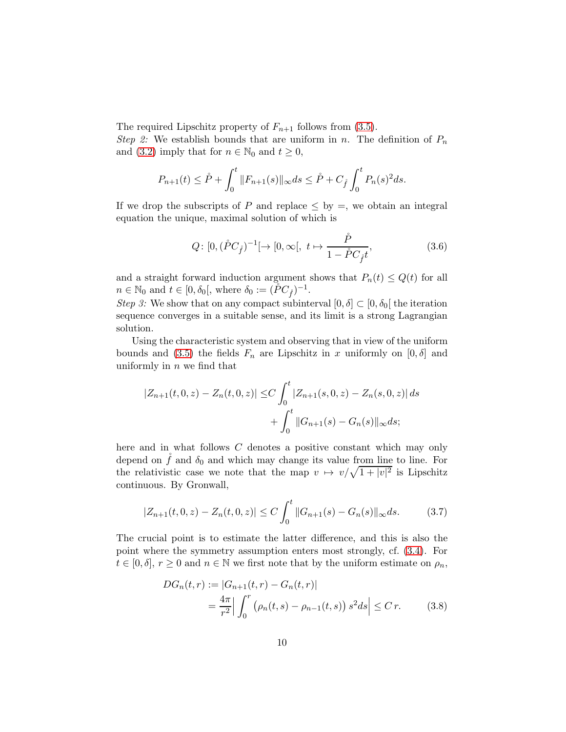The required Lipschitz property of $F_{n+1}$ follows from (3.5).

*Step 2:* We establish bounds that are uniform in $n$. The definition of $P_n$ and (3.2) imply that for $n \in \mathbb{N}_0$ and $t \geq 0$,

$$P_{n+1}(t) \leq \mathring{P} + \int_0^t \|F_{n+1}(s)\|_\infty ds \leq \mathring{P} + C_{\mathring{f}} \int_0^t P_n(s)^2 ds.$$

If we drop the subscripts of $P$ and replace $\leq$ by $=$, we obtain an integral equation the unique, maximal solution of which is

$$Q\colon [0, (\mathring{P} C_{\mathring{f}})^{-1}[ \to [0, \infty[,\ t \mapsto \frac{\mathring{P}}{1 - \mathring{P} C_{\mathring{f}} t}, \tag{3.6}$$

and a straight forward induction argument shows that $P_n(t) \leq Q(t)$ for all $n \in \mathbb{N}_0$ and $t \in [0, \delta_0[$, where $\delta_0 := (\mathring{P} C_{\mathring{f}})^{-1}$.

*Step 3:* We show that on any compact subinterval $[0, \delta] \subset [0, \delta_0[$ the iteration sequence converges in a suitable sense, and its limit is a strong Lagrangian solution.

Using the characteristic system and observing that in view of the uniform bounds and (3.5) the fields $F_n$ are Lipschitz in $x$ uniformly on $[0, \delta]$ and uniformly in $n$ we find that

$$\begin{aligned} |Z_{n+1}(t, 0, z) - Z_n(t, 0, z)| \leq & C \int_0^t |Z_{n+1}(s, 0, z) - Z_n(s, 0, z)| \, ds \\ & + \int_0^t \|G_{n+1}(s) - G_n(s)\|_\infty ds; \end{aligned}$$

here and in what follows $C$ denotes a positive constant which may only depend on $\mathring{f}$ and $\delta_0$ and which may change its value from line to line. For the relativistic case we note that the map $v \mapsto v/\sqrt{1 + |v|^2}$ is Lipschitz continuous. By Gronwall,

$$|Z_{n+1}(t, 0, z) - Z_n(t, 0, z)| \leq C \int_0^t \|G_{n+1}(s) - G_n(s)\|_\infty ds. \tag{3.7}$$

The crucial point is to estimate the latter difference, and this is also the point where the symmetry assumption enters most strongly, cf. (3.4). For $t \in [0, \delta]$, $r \geq 0$ and $n \in \mathbb{N}$ we first note that by the uniform estimate on $\rho_n$,

$$\begin{aligned} DG_n(t, r) &:= |G_{n+1}(t, r) - G_n(t, r)| \\ &= \frac{4\pi}{r^2} \Big| \int_0^r \big(\rho_n(t, s) - \rho_{n-1}(t, s)\big) \, s^2 ds \Big| \leq C \, r. \end{aligned} \tag{3.8}$$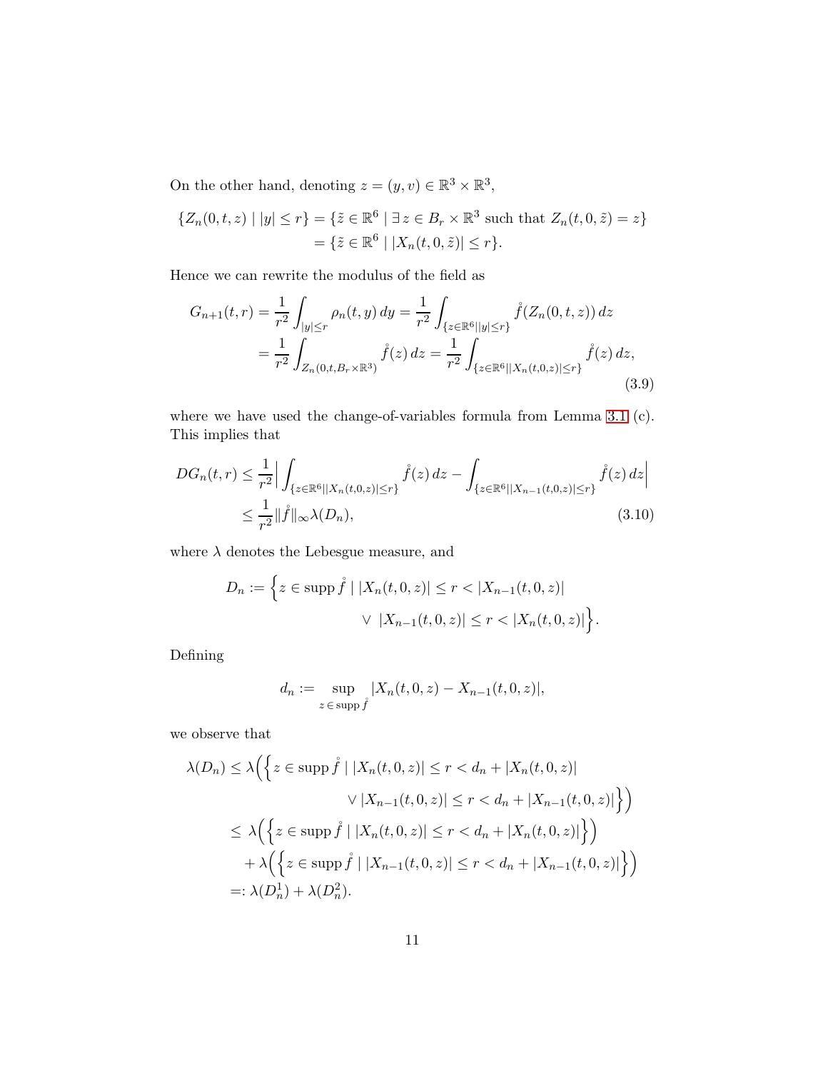On the other hand, denoting $z = (y, v) \in \mathbb{R}^3 \times \mathbb{R}^3$,

$$
\begin{aligned}
\{Z_n(0,t,z) \mid |y| \le r\} &= \{\tilde{z} \in \mathbb{R}^6 \mid \exists\, z \in B_r \times \mathbb{R}^3 \text{ such that } Z_n(t,0,\tilde{z}) = z\} \\
&= \{\tilde{z} \in \mathbb{R}^6 \mid |X_n(t,0,\tilde{z})| \le r\}.
\end{aligned}
$$

Hence we can rewrite the modulus of the field as

$$
\begin{aligned}
G_{n+1}(t,r) &= \frac{1}{r^2} \int_{|y| \le r} \rho_n(t,y)\, dy = \frac{1}{r^2} \int_{\{z \in \mathbb{R}^6 | |y| \le r\}} \mathring{f}(Z_n(0,t,z))\, dz \\
&= \frac{1}{r^2} \int_{Z_n(0,t,B_r \times \mathbb{R}^3)} \mathring{f}(z)\, dz = \frac{1}{r^2} \int_{\{z \in \mathbb{R}^6 | |X_n(t,0,z)| \le r\}} \mathring{f}(z)\, dz,
\end{aligned}
\tag{3.9}
$$

where we have used the change-of-variables formula from Lemma 3.1 (c). This implies that

$$
\begin{aligned}
DG_n(t,r) &\le \frac{1}{r^2} \Big| \int_{\{z \in \mathbb{R}^6 | |X_n(t,0,z)| \le r\}} \mathring{f}(z)\, dz - \int_{\{z \in \mathbb{R}^6 | |X_{n-1}(t,0,z)| \le r\}} \mathring{f}(z)\, dz \Big| \\
&\le \frac{1}{r^2} \|\mathring{f}\|_\infty \lambda(D_n),
\end{aligned}
\tag{3.10}
$$

where $\lambda$ denotes the Lebesgue measure, and

$$
\begin{aligned}
D_n := \Big\{ z \in \operatorname{supp} \mathring{f} \mid\, & |X_n(t,0,z)| \le r < |X_{n-1}(t,0,z)| \\
& \vee\ |X_{n-1}(t,0,z)| \le r < |X_n(t,0,z)| \Big\}.
\end{aligned}
$$

Defining

$$
d_n := \sup_{z \in \operatorname{supp} \mathring{f}} |X_n(t,0,z) - X_{n-1}(t,0,z)|,
$$

we observe that

$$
\begin{aligned}
\lambda(D_n) &\le \lambda\Big( \Big\{ z \in \operatorname{supp} \mathring{f} \mid |X_n(t,0,z)| \le r < d_n + |X_n(t,0,z)| \\
&\qquad\qquad \vee |X_{n-1}(t,0,z)| \le r < d_n + |X_{n-1}(t,0,z)| \Big\} \Big) \\
&\le \lambda\Big( \Big\{ z \in \operatorname{supp} \mathring{f} \mid |X_n(t,0,z)| \le r < d_n + |X_n(t,0,z)| \Big\} \Big) \\
&\quad + \lambda\Big( \Big\{ z \in \operatorname{supp} \mathring{f} \mid |X_{n-1}(t,0,z)| \le r < d_n + |X_{n-1}(t,0,z)| \Big\} \Big) \\
&=: \lambda(D_n^1) + \lambda(D_n^2).
\end{aligned}
$$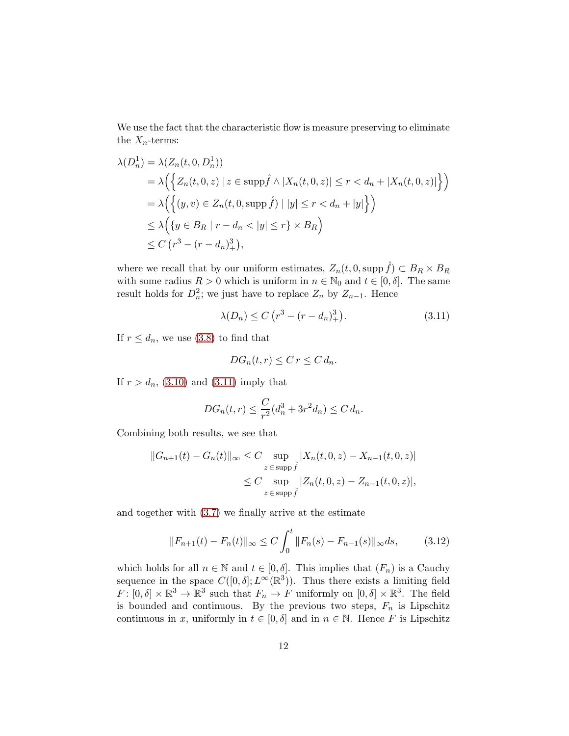We use the fact that the characteristic flow is measure preserving to eliminate the $X_n$-terms:

$$
\begin{aligned}
\lambda(D_n^1) &= \lambda(Z_n(t,0,D_n^1)) \\
&= \lambda\Big(\Big\{ Z_n(t,0,z) \mid z \in \operatorname{supp} \mathring{f} \wedge |X_n(t,0,z)| \le r < d_n + |X_n(t,0,z)| \Big\}\Big) \\
&= \lambda\Big(\Big\{ (y,v) \in Z_n(t,0,\operatorname{supp} \mathring{f}) \mid |y| \le r < d_n + |y| \Big\}\Big) \\
&\le \lambda\Big(\{ y \in B_R \mid r - d_n < |y| \le r \} \times B_R\Big) \\
&\le C\left(r^3 - (r-d_n)_+^3\right),
\end{aligned}
$$

where we recall that by our uniform estimates, $Z_n(t,0,\operatorname{supp} \mathring{f}) \subset B_R \times B_R$ with some radius $R > 0$ which is uniform in $n \in \mathbb{N}_0$ and $t \in [0,\delta]$. The same result holds for $D_n^2$; we just have to replace $Z_n$ by $Z_{n-1}$. Hence

$$
\lambda(D_n) \le C\left(r^3 - (r-d_n)_+^3\right). \tag{3.11}
$$

If $r \le d_n$, we use (3.8) to find that

$$
DG_n(t,r) \le C\, r \le C\, d_n.
$$

If $r > d_n$, (3.10) and (3.11) imply that

$$
DG_n(t,r) \le \frac{C}{r^2}(d_n^3 + 3r^2 d_n) \le C\, d_n.
$$

Combining both results, we see that

$$
\begin{aligned}
\|G_{n+1}(t) - G_n(t)\|_\infty &\le C \sup_{z \in \operatorname{supp} \mathring{f}} |X_n(t,0,z) - X_{n-1}(t,0,z)| \\
&\le C \sup_{z \in \operatorname{supp} \mathring{f}} |Z_n(t,0,z) - Z_{n-1}(t,0,z)|,
\end{aligned}
$$

and together with (3.7) we finally arrive at the estimate

$$
\|F_{n+1}(t) - F_n(t)\|_\infty \le C \int_0^t \|F_n(s) - F_{n-1}(s)\|_\infty ds, \tag{3.12}
$$

which holds for all $n \in \mathbb{N}$ and $t \in [0,\delta]$. This implies that $(F_n)$ is a Cauchy sequence in the space $C([0,\delta]; L^\infty(\mathbb{R}^3))$. Thus there exists a limiting field $F\colon [0,\delta] \times \mathbb{R}^3 \to \mathbb{R}^3$ such that $F_n \to F$ uniformly on $[0,\delta] \times \mathbb{R}^3$. The field is bounded and continuous. By the previous two steps, $F_n$ is Lipschitz continuous in $x$, uniformly in $t \in [0,\delta]$ and in $n \in \mathbb{N}$. Hence $F$ is Lipschitz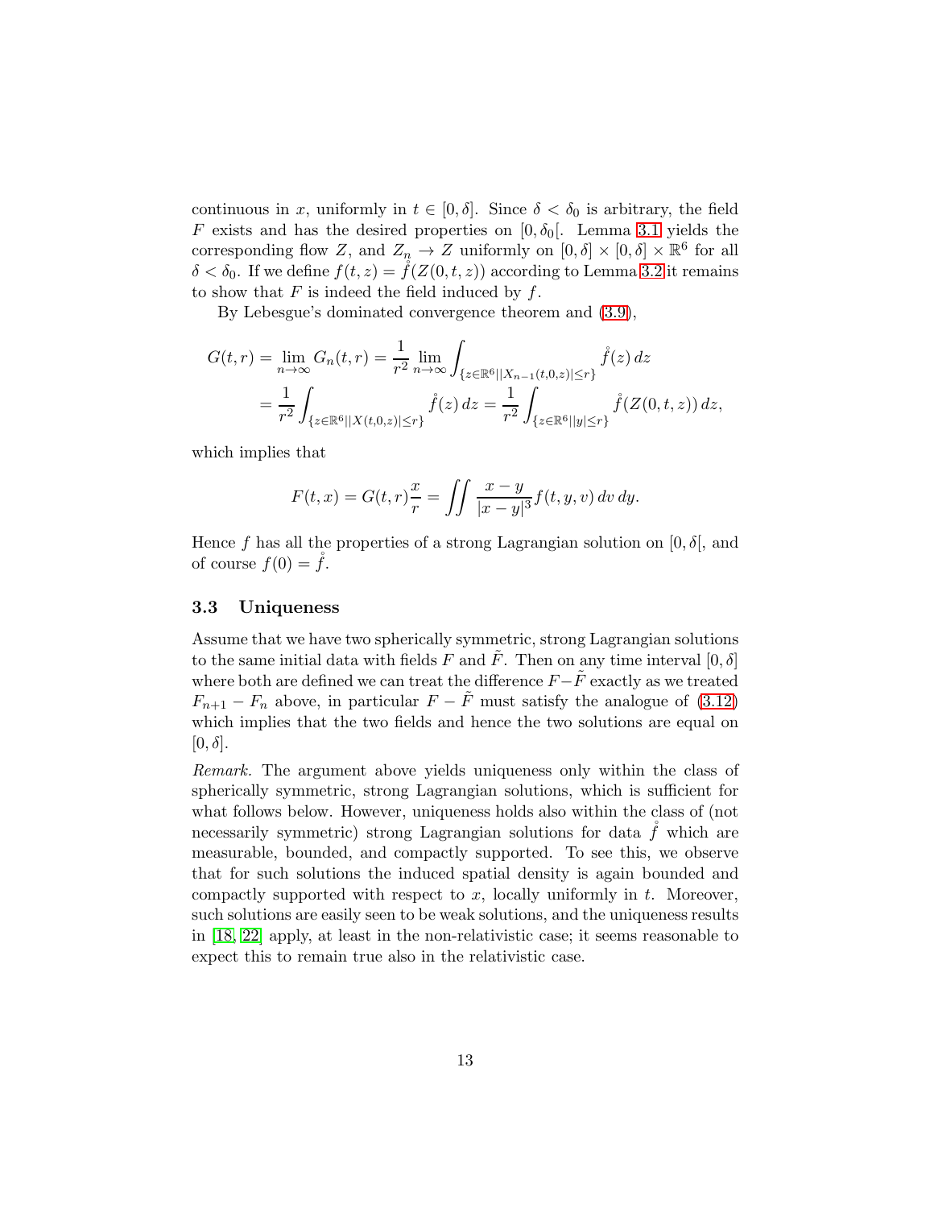continuous in $x$, uniformly in $t \in [0, \delta]$. Since $\delta < \delta_0$ is arbitrary, the field $F$ exists and has the desired properties on $[0, \delta_0[$. Lemma 3.1 yields the corresponding flow $Z$, and $Z_n \to Z$ uniformly on $[0, \delta] \times [0, \delta] \times \mathbb{R}^6$ for all $\delta < \delta_0$. If we define $f(t, z) = \mathring{f}(Z(0, t, z))$ according to Lemma 3.2 it remains to show that $F$ is indeed the field induced by $f$.

By Lebesgue's dominated convergence theorem and (3.9),

$$
\begin{aligned}
G(t, r) = \lim_{n \to \infty} G_n(t, r) &= \frac{1}{r^2} \lim_{n \to \infty} \int_{\{z \in \mathbb{R}^6 | |X_{n-1}(t,0,z)| \leq r\}} \mathring{f}(z)\, dz \\
&= \frac{1}{r^2} \int_{\{z \in \mathbb{R}^6 | |X(t,0,z)| \leq r\}} \mathring{f}(z)\, dz = \frac{1}{r^2} \int_{\{z \in \mathbb{R}^6 | |y| \leq r\}} \mathring{f}(Z(0, t, z))\, dz,
\end{aligned}
$$

which implies that

$$
F(t, x) = G(t, r) \frac{x}{r} = \iint \frac{x - y}{|x - y|^3} f(t, y, v)\, dv\, dy.
$$

Hence $f$ has all the properties of a strong Lagrangian solution on $[0, \delta[$, and of course $f(0) = \mathring{f}$.

### 3.3 Uniqueness

Assume that we have two spherically symmetric, strong Lagrangian solutions to the same initial data with fields $F$ and $\tilde{F}$. Then on any time interval $[0, \delta]$ where both are defined we can treat the difference $F - \tilde{F}$ exactly as we treated $F_{n+1} - F_n$ above, in particular $F - \tilde{F}$ must satisfy the analogue of (3.12) which implies that the two fields and hence the two solutions are equal on $[0, \delta]$.

*Remark.* The argument above yields uniqueness only within the class of spherically symmetric, strong Lagrangian solutions, which is sufficient for what follows below. However, uniqueness holds also within the class of (not necessarily symmetric) strong Lagrangian solutions for data $\mathring{f}$ which are measurable, bounded, and compactly supported. To see this, we observe that for such solutions the induced spatial density is again bounded and compactly supported with respect to $x$, locally uniformly in $t$. Moreover, such solutions are easily seen to be weak solutions, and the uniqueness results in [18, 22] apply, at least in the non-relativistic case; it seems reasonable to expect this to remain true also in the relativistic case.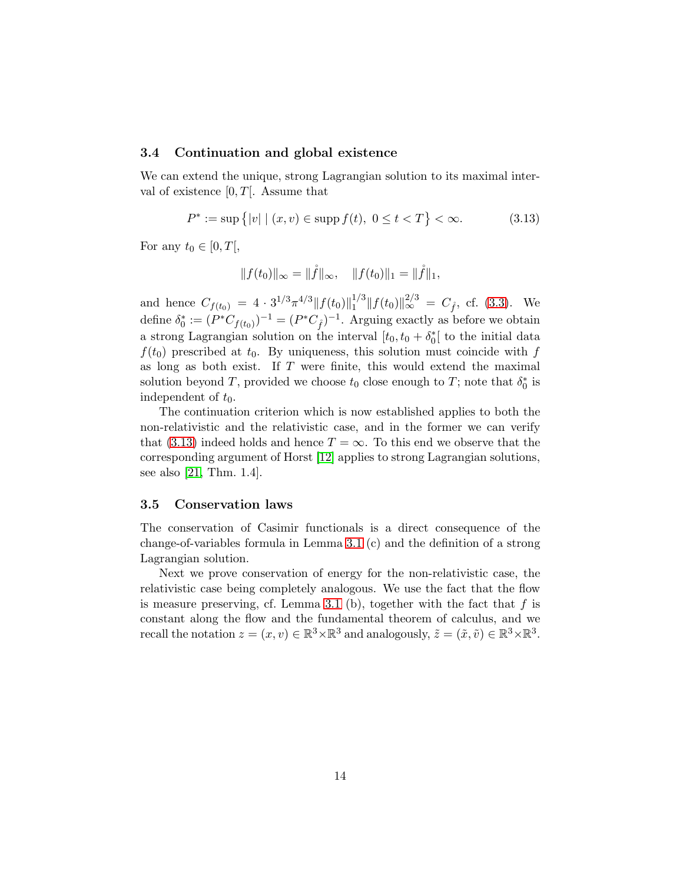### 3.4 Continuation and global existence

We can extend the unique, strong Lagrangian solution to its maximal interval of existence $[0, T[$. Assume that

$$P^* := \sup \left\{ |v| \mid (x, v) \in \operatorname{supp} f(t),\ 0 \le t < T \right\} < \infty. \tag{3.13}$$

For any $t_0 \in [0, T[$,

$$\|f(t_0)\|_\infty = \|\mathring{f}\|_\infty, \quad \|f(t_0)\|_1 = \|\mathring{f}\|_1,$$

and hence $C_{f(t_0)} = 4 \cdot 3^{1/3} \pi^{4/3} \|f(t_0)\|_1^{1/3} \|f(t_0)\|_\infty^{2/3} = C_{\mathring{f}}$, cf. (3.3). We define $\delta_0^* := (P^* C_{f(t_0)})^{-1} = (P^* C_{\mathring{f}})^{-1}$. Arguing exactly as before we obtain a strong Lagrangian solution on the interval $[t_0, t_0 + \delta_0^*[$ to the initial data $f(t_0)$ prescribed at $t_0$. By uniqueness, this solution must coincide with $f$ as long as both exist. If $T$ were finite, this would extend the maximal solution beyond $T$, provided we choose $t_0$ close enough to $T$; note that $\delta_0^*$ is independent of $t_0$.

The continuation criterion which is now established applies to both the non-relativistic and the relativistic case, and in the former we can verify that (3.13) indeed holds and hence $T = \infty$. To this end we observe that the corresponding argument of Horst [12] applies to strong Lagrangian solutions, see also [21, Thm. 1.4].

### 3.5 Conservation laws

The conservation of Casimir functionals is a direct consequence of the change-of-variables formula in Lemma 3.1 (c) and the definition of a strong Lagrangian solution.

Next we prove conservation of energy for the non-relativistic case, the relativistic case being completely analogous. We use the fact that the flow is measure preserving, cf. Lemma 3.1 (b), together with the fact that $f$ is constant along the flow and the fundamental theorem of calculus, and we recall the notation $z = (x, v) \in \mathbb{R}^3 \times \mathbb{R}^3$ and analogously, $\tilde{z} = (\tilde{x}, \tilde{v}) \in \mathbb{R}^3 \times \mathbb{R}^3$.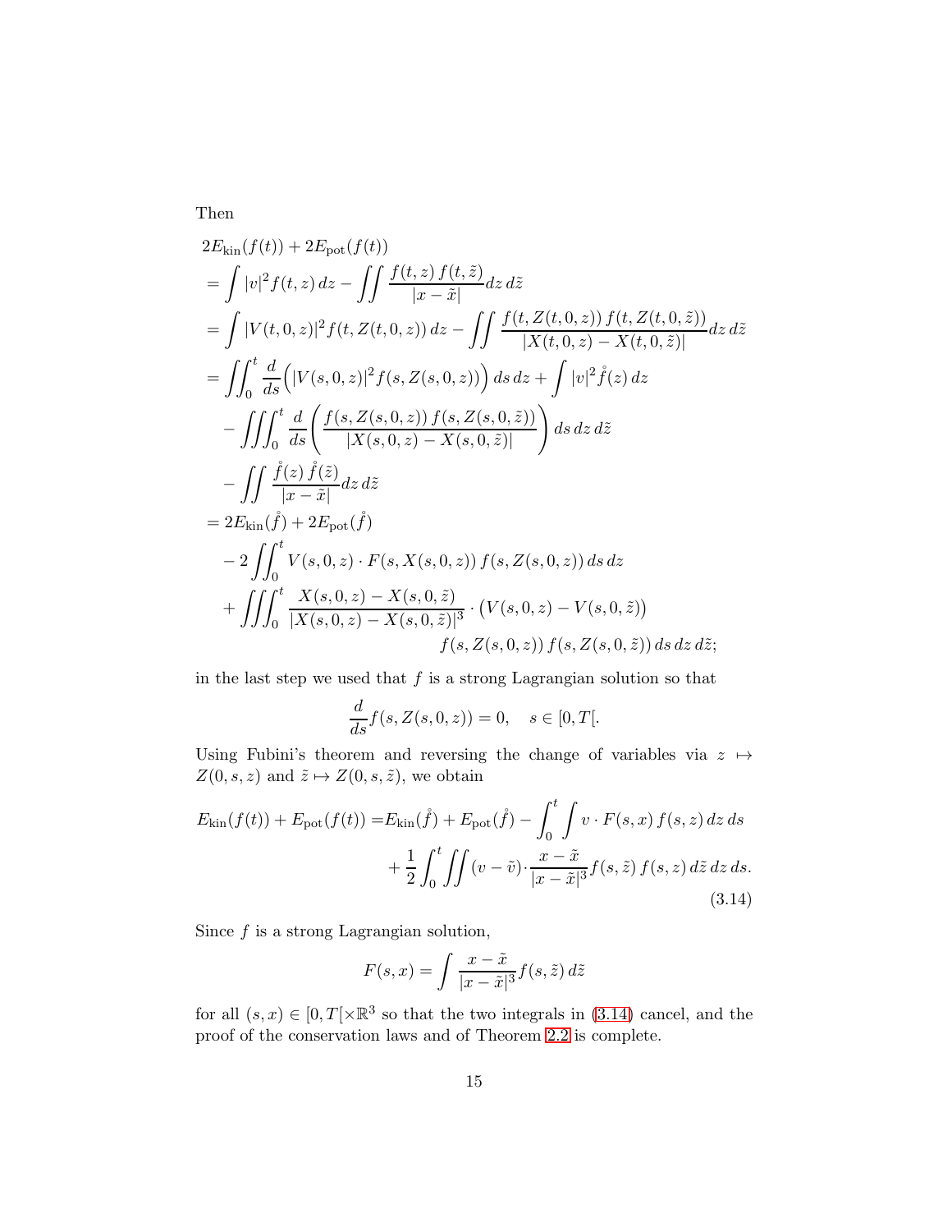Then

$$
\begin{aligned}
&2E_{\mathrm{kin}}(f(t)) + 2E_{\mathrm{pot}}(f(t)) \\
&= \int |v|^2 f(t,z)\,dz - \iint \frac{f(t,z)\,f(t,\tilde z)}{|x-\tilde x|} dz\,d\tilde z \\
&= \int |V(t,0,z)|^2 f(t,Z(t,0,z))\,dz - \iint \frac{f(t,Z(t,0,z))\,f(t,Z(t,0,\tilde z))}{|X(t,0,z)-X(t,0,\tilde z)|} dz\,d\tilde z \\
&= \iint_0^t \frac{d}{ds}\Big(|V(s,0,z)|^2 f(s,Z(s,0,z))\Big)\,ds\,dz + \int |v|^2 \mathring{f}(z)\,dz \\
&\quad - \iiint_0^t \frac{d}{ds}\left(\frac{f(s,Z(s,0,z))\,f(s,Z(s,0,\tilde z))}{|X(s,0,z)-X(s,0,\tilde z)|}\right) ds\,dz\,d\tilde z \\
&\quad - \iint \frac{\mathring{f}(z)\,\mathring{f}(\tilde z)}{|x-\tilde x|} dz\,d\tilde z \\
&= 2E_{\mathrm{kin}}(\mathring{f}) + 2E_{\mathrm{pot}}(\mathring{f}) \\
&\quad - 2\iint_0^t V(s,0,z)\cdot F(s,X(s,0,z))\,f(s,Z(s,0,z))\,ds\,dz \\
&\quad + \iiint_0^t \frac{X(s,0,z)-X(s,0,\tilde z)}{|X(s,0,z)-X(s,0,\tilde z)|^3}\cdot\big(V(s,0,z)-V(s,0,\tilde z)\big) \\
&\qquad\qquad f(s,Z(s,0,z))\,f(s,Z(s,0,\tilde z))\,ds\,dz\,d\tilde z;
\end{aligned}
$$

in the last step we used that $f$ is a strong Lagrangian solution so that

$$
\frac{d}{ds} f(s,Z(s,0,z)) = 0, \quad s \in [0,T[.
$$

Using Fubini's theorem and reversing the change of variables via $z \mapsto Z(0,s,z)$ and $\tilde z \mapsto Z(0,s,\tilde z)$, we obtain

$$
\begin{aligned}
E_{\mathrm{kin}}(f(t)) + E_{\mathrm{pot}}(f(t)) =& E_{\mathrm{kin}}(\mathring{f}) + E_{\mathrm{pot}}(\mathring{f}) - \int_0^t \int v\cdot F(s,x)\,f(s,z)\,dz\,ds \\
&+ \frac{1}{2}\int_0^t \iint (v-\tilde v)\cdot\frac{x-\tilde x}{|x-\tilde x|^3} f(s,\tilde z)\,f(s,z)\,d\tilde z\,dz\,ds.
\end{aligned} \tag{3.14}
$$

Since $f$ is a strong Lagrangian solution,

$$
F(s,x) = \int \frac{x-\tilde x}{|x-\tilde x|^3} f(s,\tilde z)\,d\tilde z
$$

for all $(s,x) \in [0,T[\times\mathbb{R}^3$ so that the two integrals in (3.14) cancel, and the proof of the conservation laws and of Theorem 2.2 is complete.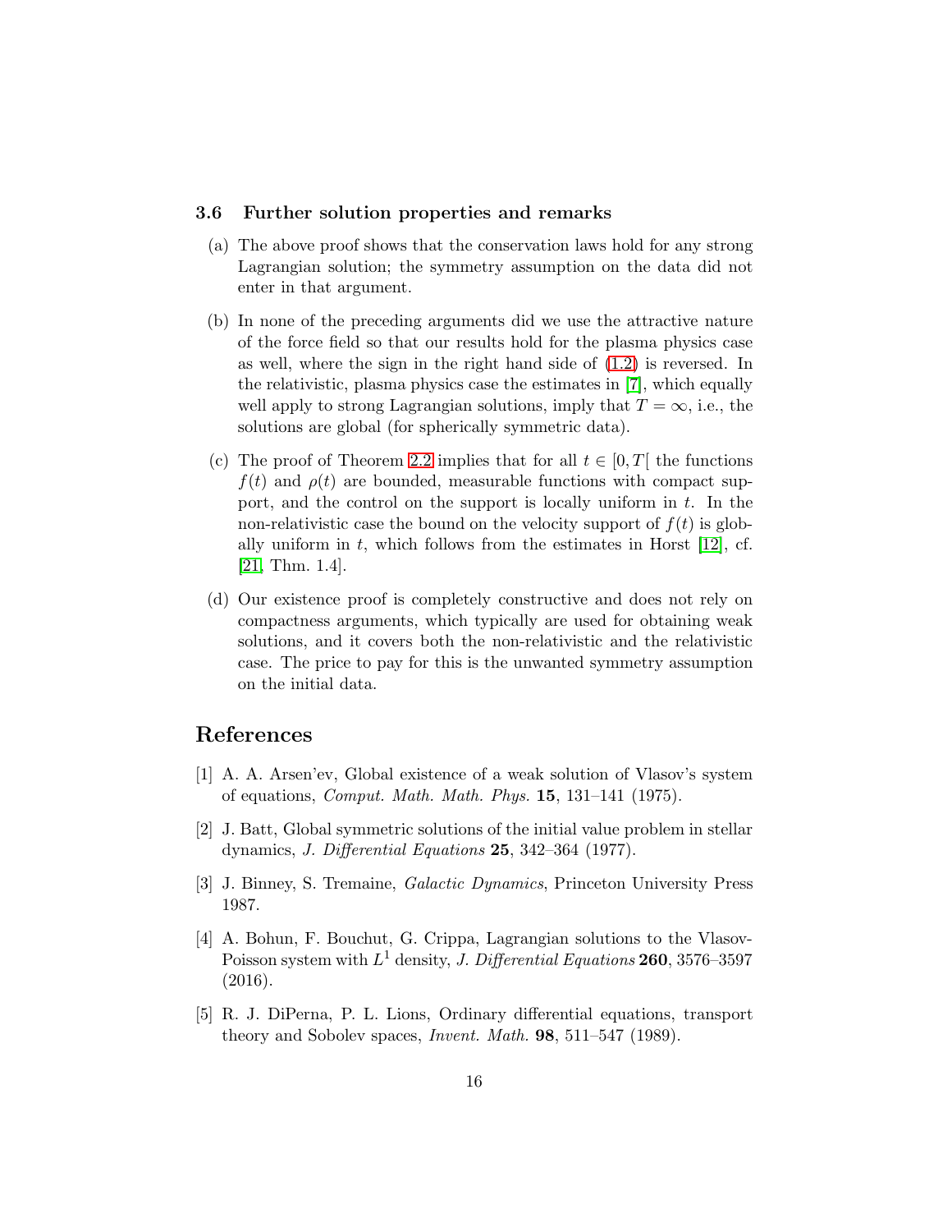### 3.6 Further solution properties and remarks

(a) The above proof shows that the conservation laws hold for any strong Lagrangian solution; the symmetry assumption on the data did not enter in that argument.

(b) In none of the preceding arguments did we use the attractive nature of the force field so that our results hold for the plasma physics case as well, where the sign in the right hand side of (1.2) is reversed. In the relativistic, plasma physics case the estimates in [7], which equally well apply to strong Lagrangian solutions, imply that $T = \infty$, i.e., the solutions are global (for spherically symmetric data).

(c) The proof of Theorem 2.2 implies that for all $t \in [0, T[$ the functions $f(t)$ and $\rho(t)$ are bounded, measurable functions with compact support, and the control on the support is locally uniform in $t$. In the non-relativistic case the bound on the velocity support of $f(t)$ is globally uniform in $t$, which follows from the estimates in Horst [12], cf. [21, Thm. 1.4].

(d) Our existence proof is completely constructive and does not rely on compactness arguments, which typically are used for obtaining weak solutions, and it covers both the non-relativistic and the relativistic case. The price to pay for this is the unwanted symmetry assumption on the initial data.

## References

[1] A. A. Arsen'ev, Global existence of a weak solution of Vlasov's system of equations, *Comput. Math. Math. Phys.* **15**, 131–141 (1975).

[2] J. Batt, Global symmetric solutions of the initial value problem in stellar dynamics, *J. Differential Equations* **25**, 342–364 (1977).

[3] J. Binney, S. Tremaine, *Galactic Dynamics*, Princeton University Press 1987.

[4] A. Bohun, F. Bouchut, G. Crippa, Lagrangian solutions to the Vlasov-Poisson system with $L^1$ density, *J. Differential Equations* **260**, 3576–3597 (2016).

[5] R. J. DiPerna, P. L. Lions, Ordinary differential equations, transport theory and Sobolev spaces, *Invent. Math.* **98**, 511–547 (1989).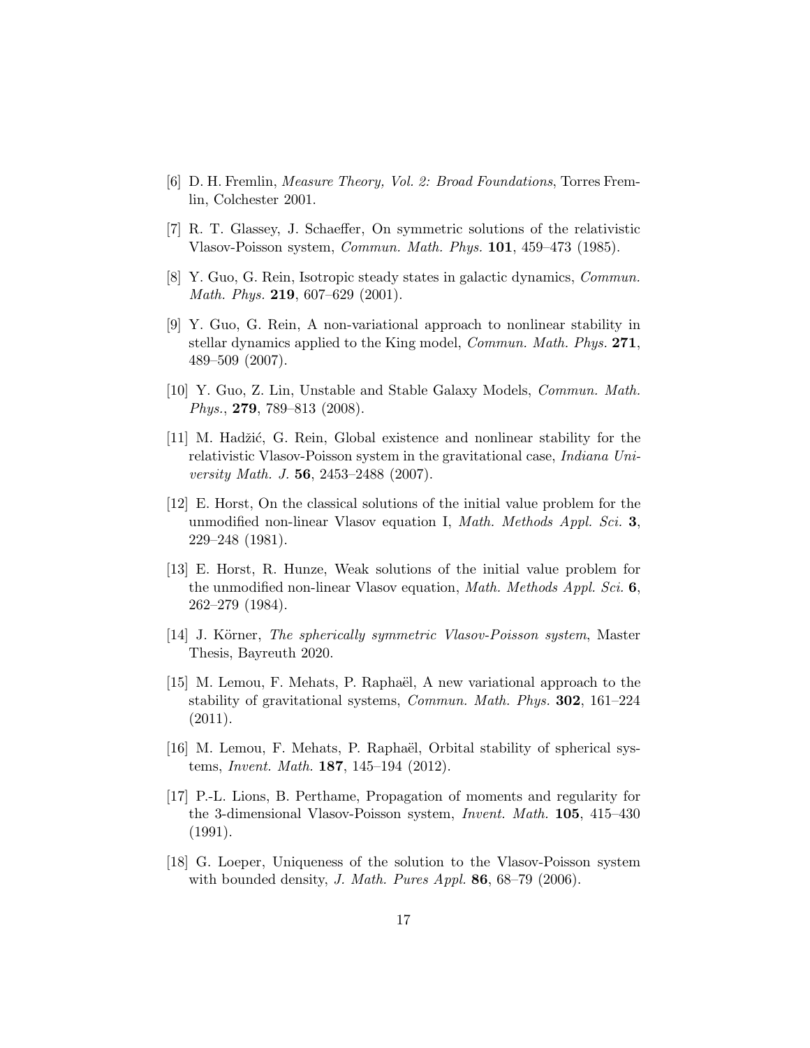[6] D. H. Fremlin, *Measure Theory, Vol. 2: Broad Foundations*, Torres Fremlin, Colchester 2001.

[7] R. T. Glassey, J. Schaeffer, On symmetric solutions of the relativistic Vlasov-Poisson system, *Commun. Math. Phys.* **101**, 459–473 (1985).

[8] Y. Guo, G. Rein, Isotropic steady states in galactic dynamics, *Commun. Math. Phys.* **219**, 607–629 (2001).

[9] Y. Guo, G. Rein, A non-variational approach to nonlinear stability in stellar dynamics applied to the King model, *Commun. Math. Phys.* **271**, 489–509 (2007).

[10] Y. Guo, Z. Lin, Unstable and Stable Galaxy Models, *Commun. Math. Phys.*, **279**, 789–813 (2008).

[11] M. Hadžić, G. Rein, Global existence and nonlinear stability for the relativistic Vlasov-Poisson system in the gravitational case, *Indiana University Math. J.* **56**, 2453–2488 (2007).

[12] E. Horst, On the classical solutions of the initial value problem for the unmodified non-linear Vlasov equation I, *Math. Methods Appl. Sci.* **3**, 229–248 (1981).

[13] E. Horst, R. Hunze, Weak solutions of the initial value problem for the unmodified non-linear Vlasov equation, *Math. Methods Appl. Sci.* **6**, 262–279 (1984).

[14] J. Körner, *The spherically symmetric Vlasov-Poisson system*, Master Thesis, Bayreuth 2020.

[15] M. Lemou, F. Mehats, P. Raphaël, A new variational approach to the stability of gravitational systems, *Commun. Math. Phys.* **302**, 161–224 (2011).

[16] M. Lemou, F. Mehats, P. Raphaël, Orbital stability of spherical systems, *Invent. Math.* **187**, 145–194 (2012).

[17] P.-L. Lions, B. Perthame, Propagation of moments and regularity for the 3-dimensional Vlasov-Poisson system, *Invent. Math.* **105**, 415–430 (1991).

[18] G. Loeper, Uniqueness of the solution to the Vlasov-Poisson system with bounded density, *J. Math. Pures Appl.* **86**, 68–79 (2006).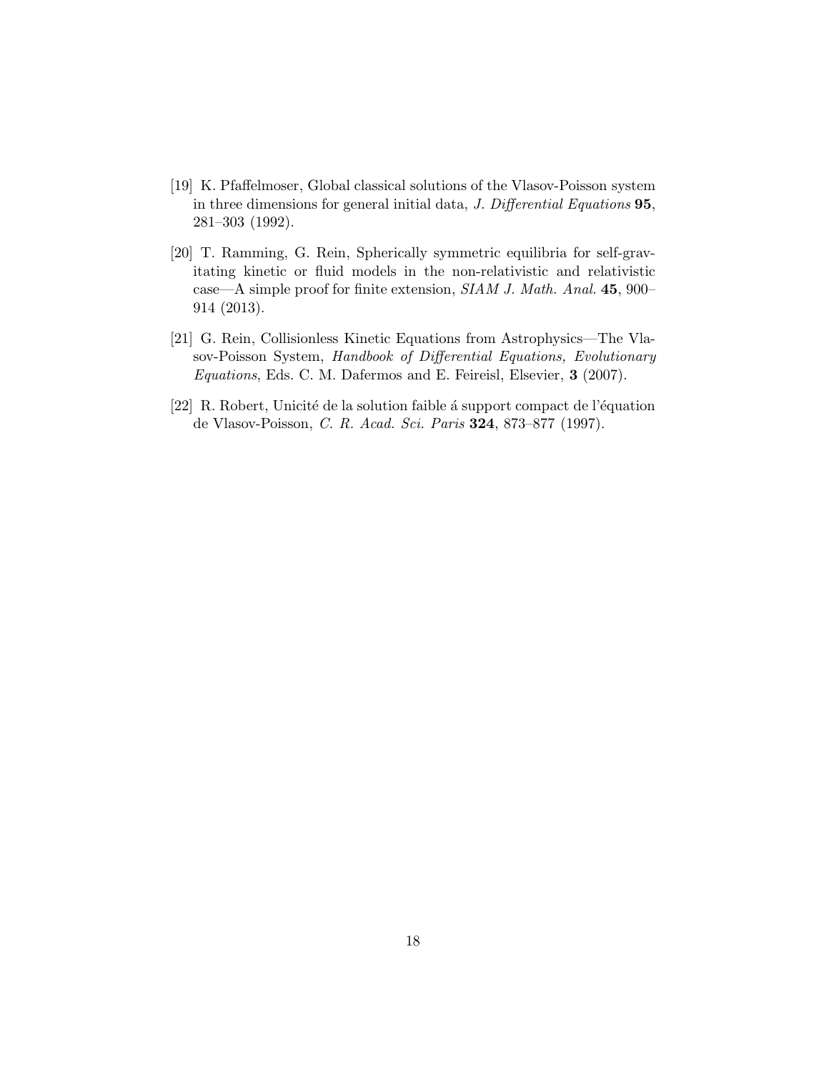[19] K. Pfaffelmoser, Global classical solutions of the Vlasov-Poisson system in three dimensions for general initial data, *J. Differential Equations* **95**, 281–303 (1992).

[20] T. Ramming, G. Rein, Spherically symmetric equilibria for self-gravitating kinetic or fluid models in the non-relativistic and relativistic case—A simple proof for finite extension, *SIAM J. Math. Anal.* **45**, 900–914 (2013).

[21] G. Rein, Collisionless Kinetic Equations from Astrophysics—The Vlasov-Poisson System, *Handbook of Differential Equations, Evolutionary Equations*, Eds. C. M. Dafermos and E. Feireisl, Elsevier, **3** (2007).

[22] R. Robert, Unicité de la solution faible á support compact de l'équation de Vlasov-Poisson, *C. R. Acad. Sci. Paris* **324**, 873–877 (1997).